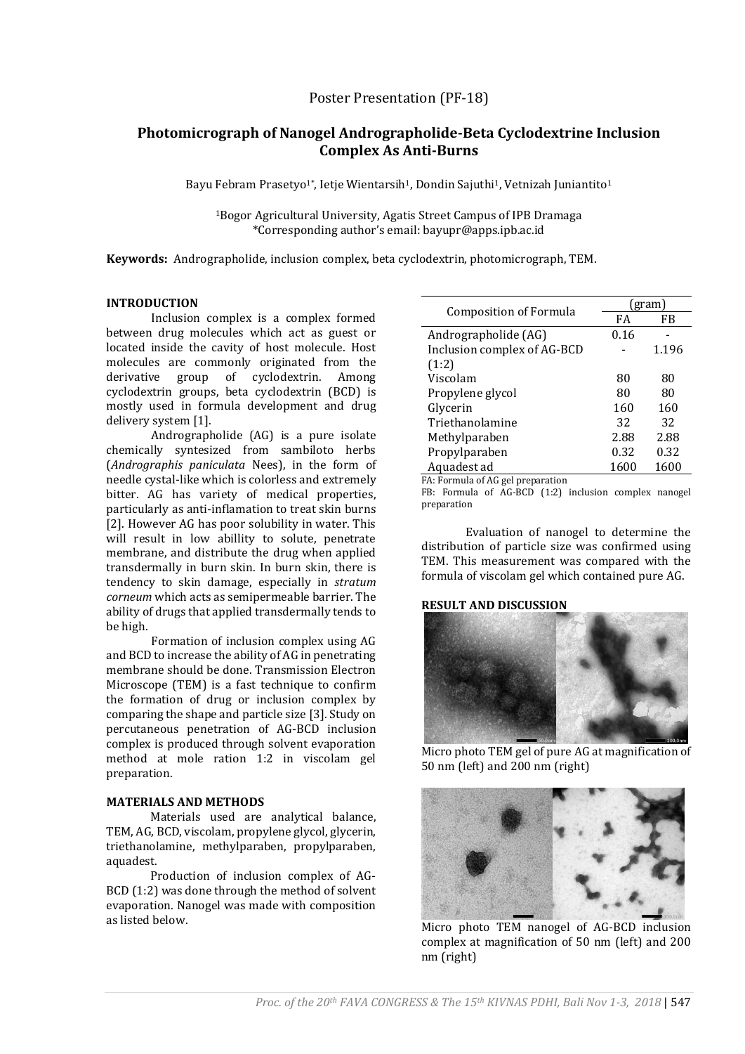Poster Presentation (PF-18)

# Photomicrograph of Nanogel Andrographolide-Beta Cyclodextrine Inclusion Complex As Anti-Burns

Bayu Febram Prasetyo[1*], Ietje Wientarsih[1], Dondin Sajuthi[1], Vetnizah Juniantito[1]

[1]Bogor Agricultural University, Agatis Street Campus of IPB Dramaga
*Corresponding author's email: bayupr@apps.ipb.ac.id

**Keywords:** Andrographolide, inclusion complex, beta cyclodextrin, photomicrograph, TEM.

## INTRODUCTION

Inclusion complex is a complex formed between drug molecules which act as guest or located inside the cavity of host molecule. Host molecules are commonly originated from the derivative group of cyclodextrin. Among cyclodextrin groups, beta cyclodextrin (BCD) is mostly used in formula development and drug delivery system [1].

Andrographolide (AG) is a pure isolate chemically syntesized from sambiloto herbs (*Andrographis paniculata* Nees), in the form of needle cystal-like which is colorless and extremely bitter. AG has variety of medical properties, particularly as anti-inflamation to treat skin burns [2]. However AG has poor solubility in water. This will result in low abillity to solute, penetrate membrane, and distribute the drug when applied transdermally in burn skin. In burn skin, there is tendency to skin damage, especially in *stratum corneum* which acts as semipermeable barrier. The ability of drugs that applied transdermally tends to be high.

Formation of inclusion complex using AG and BCD to increase the ability of AG in penetrating membrane should be done. Transmission Electron Microscope (TEM) is a fast technique to confirm the formation of drug or inclusion complex by comparing the shape and particle size [3]. Study on percutaneous penetration of AG-BCD inclusion complex is produced through solvent evaporation method at mole ration 1:2 in viscolam gel preparation.

## MATERIALS AND METHODS

Materials used are analytical balance, TEM, AG, BCD, viscolam, propylene glycol, glycerin, triethanolamine, methylparaben, propylparaben, aquadest.

Production of inclusion complex of AG-BCD (1:2) was done through the method of solvent evaporation. Nanogel was made with composition as listed below.

| Composition of Formula | (gram) | |
|---|---|---|
| | FA | FB |
| Andrographolide (AG) | 0.16 | - |
| Inclusion complex of AG-BCD (1:2) | - | 1.196 |
| Viscolam | 80 | 80 |
| Propylene glycol | 80 | 80 |
| Glycerin | 160 | 160 |
| Triethanolamine | 32 | 32 |
| Methylparaben | 2.88 | 2.88 |
| Propylparaben | 0.32 | 0.32 |
| Aquadest ad | 1600 | 1600 |

FA: Formula of AG gel preparation
FB: Formula of AG-BCD (1:2) inclusion complex nanogel preparation

Evaluation of nanogel to determine the distribution of particle size was confirmed using TEM. This measurement was compared with the formula of viscolam gel which contained pure AG.

## RESULT AND DISCUSSION

Micro photo TEM gel of pure AG at magnification of 50 nm (left) and 200 nm (right)

Micro photo TEM nanogel of AG-BCD inclusion complex at magnification of 50 nm (left) and 200 nm (right)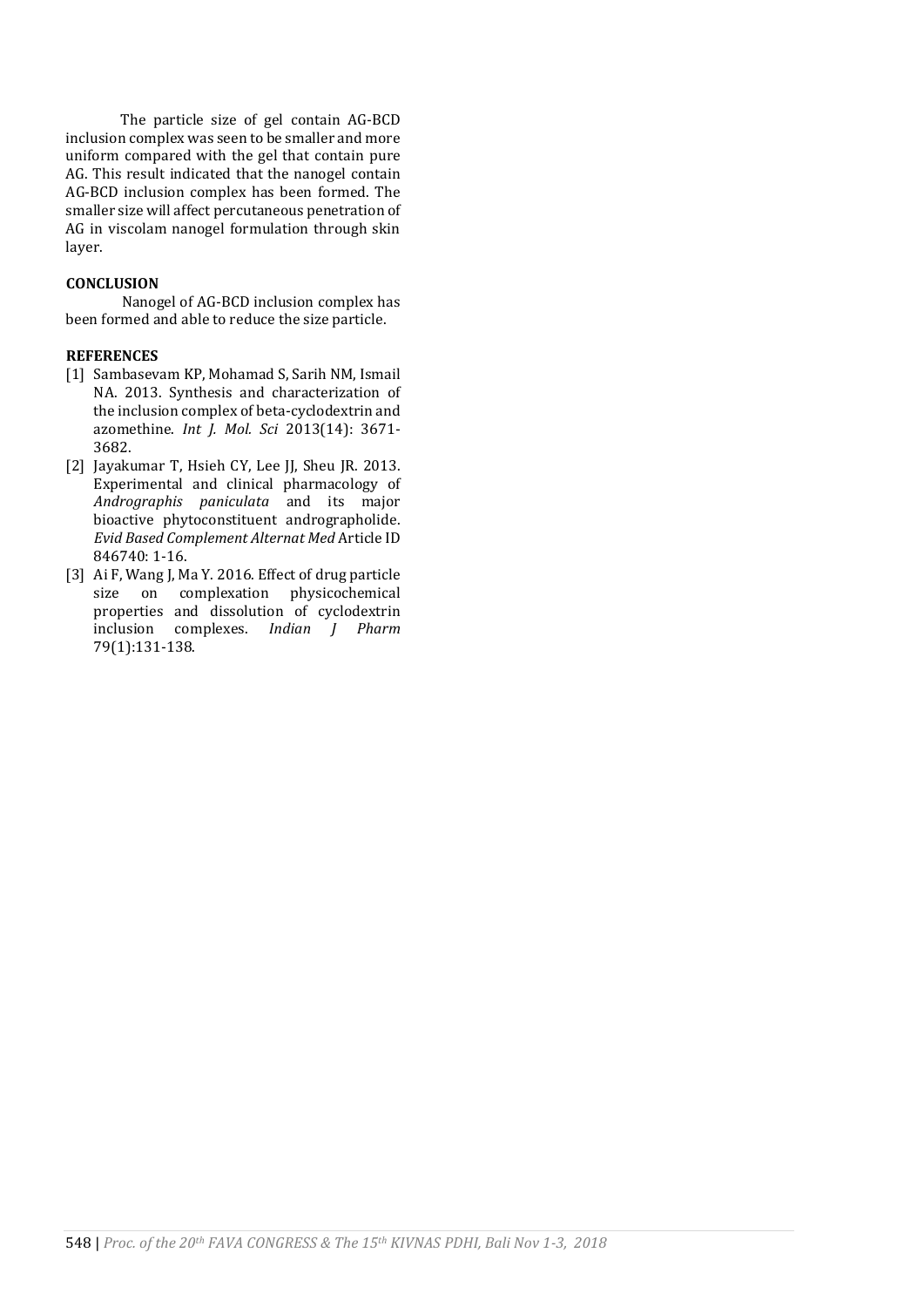The particle size of gel contain AG-BCD inclusion complex was seen to be smaller and more uniform compared with the gel that contain pure AG. This result indicated that the nanogel contain AG-BCD inclusion complex has been formed. The smaller size will affect percutaneous penetration of AG in viscolam nanogel formulation through skin layer.

## CONCLUSION

Nanogel of AG-BCD inclusion complex has been formed and able to reduce the size particle.

## REFERENCES

[1] Sambasevam KP, Mohamad S, Sarih NM, Ismail NA. 2013. Synthesis and characterization of the inclusion complex of beta-cyclodextrin and azomethine. *Int J. Mol. Sci* 2013(14): 3671-3682.

[2] Jayakumar T, Hsieh CY, Lee JJ, Sheu JR. 2013. Experimental and clinical pharmacology of *Andrographis paniculata* and its major bioactive phytoconstituent andrographolide. *Evid Based Complement Alternat Med* Article ID 846740: 1-16.

[3] Ai F, Wang J, Ma Y. 2016. Effect of drug particle size on complexation physicochemical properties and dissolution of cyclodextrin inclusion complexes. *Indian J Pharm* 79(1):131-138.